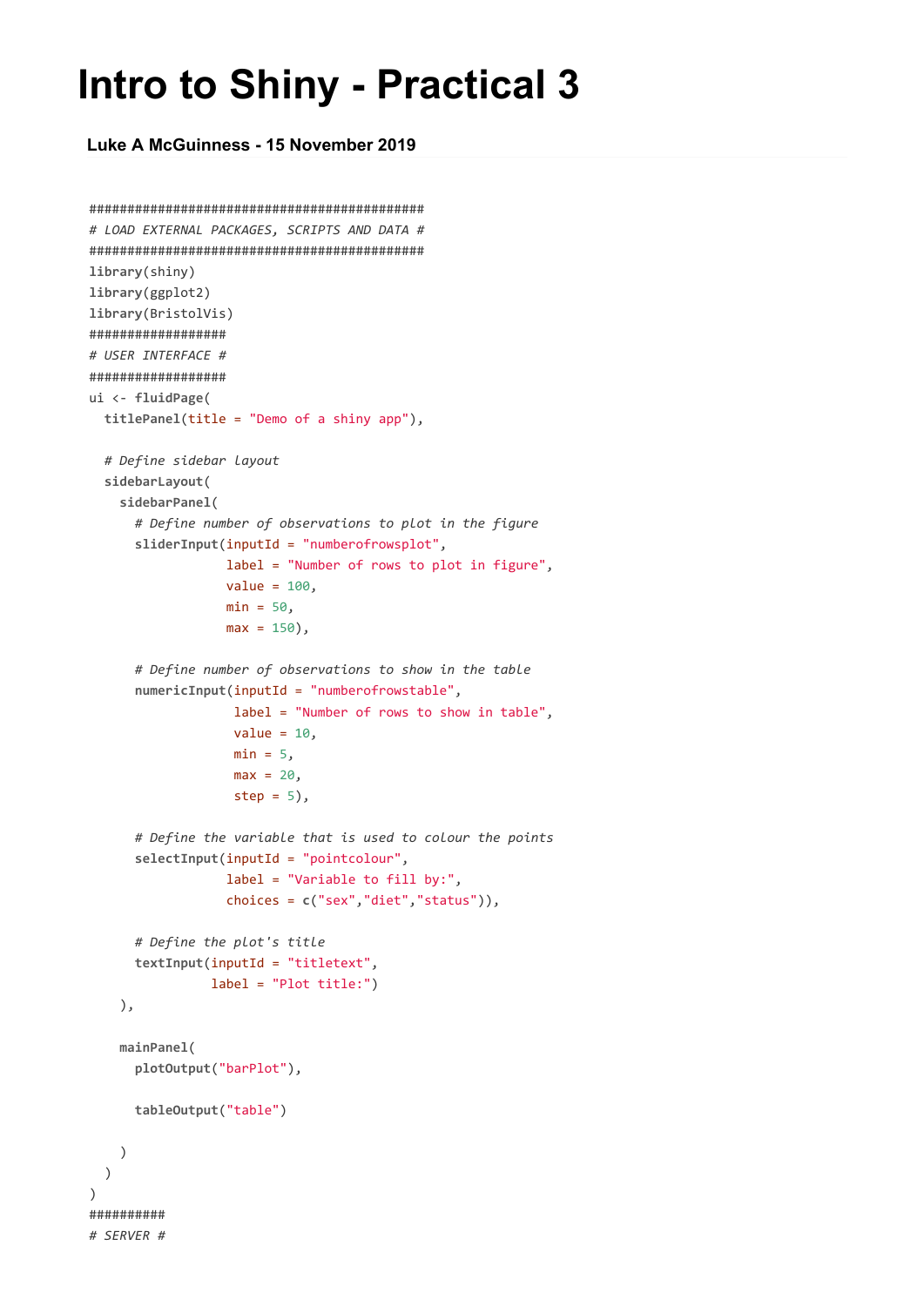# Intro to Shiny - Practical 3

### Luke A McGuinness - 15 November 2019

```
############################################
# LOAD EXTERNAL PACKAGES, SCRIPTS AND DATA #
############################################
library(shiny)
library(ggplot2)
library(BristolVis)
##################
# USER INTERFACE #
##################
ui <- fluidPage(
  titlePanel(title = "Demo of a shiny app"),

  # Define sidebar layout
  sidebarLayout(
    sidebarPanel(
      # Define number of observations to plot in the figure
      sliderInput(inputId = "numberofrowsplot",
                  label = "Number of rows to plot in figure",
                  value = 100,
                  min = 50,
                  max = 150),

      # Define number of observations to show in the table
      numericInput(inputId = "numberofrowstable",
                   label = "Number of rows to show in table",
                   value = 10,
                   min = 5,
                   max = 20,
                   step = 5),

      # Define the variable that is used to colour the points
      selectInput(inputId = "pointcolour",
                  label = "Variable to fill by:",
                  choices = c("sex","diet","status")),

      # Define the plot's title
      textInput(inputId = "titletext",
                label = "Plot title:")
    ),

    mainPanel(
      plotOutput("barPlot"),

      tableOutput("table")

    )
  )
)
##########
# SERVER #
```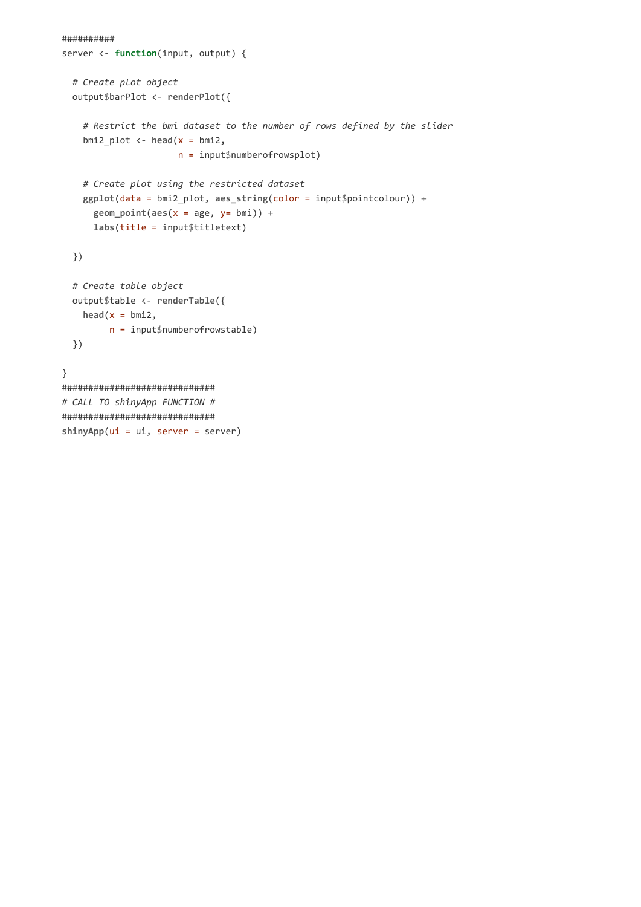```
##########
server <- function(input, output) {

  # Create plot object
  output$barPlot <- renderPlot({

    # Restrict the bmi dataset to the number of rows defined by the slider
    bmi2_plot <- head(x = bmi2,
                      n = input$numberofrowsplot)

    # Create plot using the restricted dataset
    ggplot(data = bmi2_plot, aes_string(color = input$pointcolour)) +
      geom_point(aes(x = age, y= bmi)) +
      labs(title = input$titletext)

  })

  # Create table object
  output$table <- renderTable({
    head(x = bmi2,
         n = input$numberofrowstable)
  })

}
#############################
# CALL TO shinyApp FUNCTION #
#############################
shinyApp(ui = ui, server = server)
```